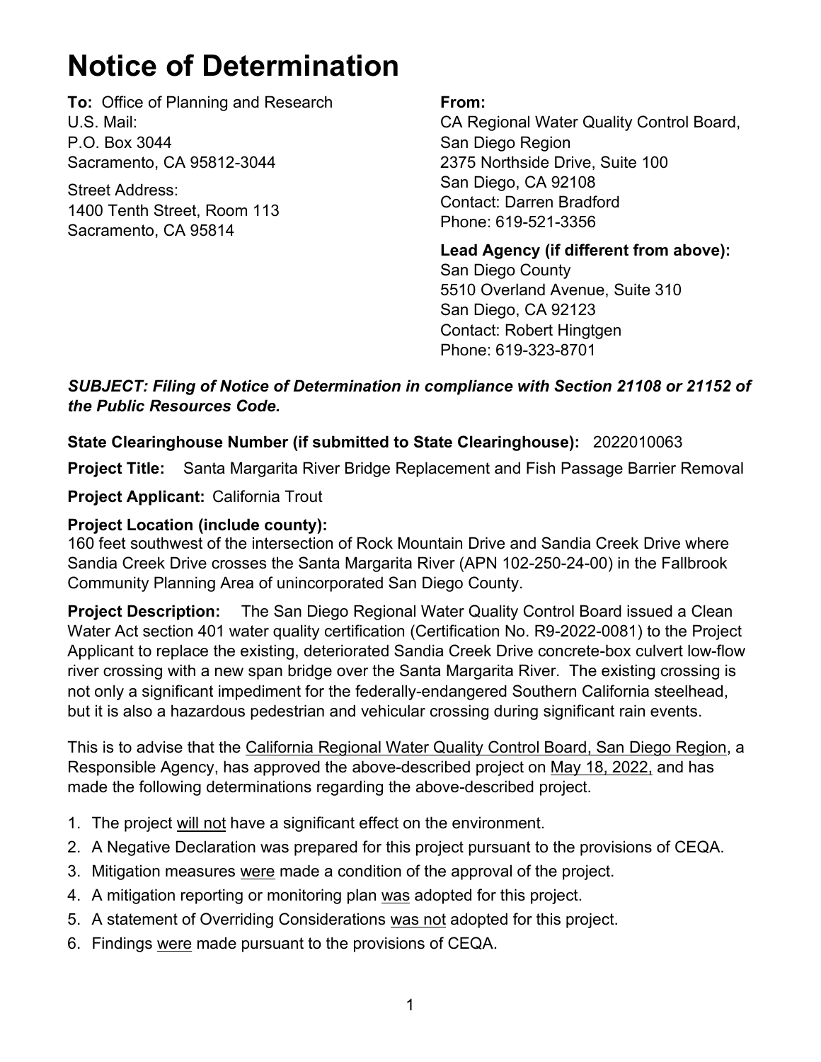# Notice of Determination

**To:** Office of Planning and Research
U.S. Mail:
P.O. Box 3044
Sacramento, CA 95812-3044

Street Address:
1400 Tenth Street, Room 113
Sacramento, CA 95814

**From:**
CA Regional Water Quality Control Board, San Diego Region
2375 Northside Drive, Suite 100
San Diego, CA 92108
Contact: Darren Bradford
Phone: 619-521-3356

**Lead Agency (if different from above):**
San Diego County
5510 Overland Avenue, Suite 310
San Diego, CA 92123
Contact: Robert Hingtgen
Phone: 619-323-8701

***SUBJECT: Filing of Notice of Determination in compliance with Section 21108 or 21152 of the Public Resources Code.***

**State Clearinghouse Number (if submitted to State Clearinghouse):** 2022010063

**Project Title:** Santa Margarita River Bridge Replacement and Fish Passage Barrier Removal

**Project Applicant:** California Trout

**Project Location (include county):**
160 feet southwest of the intersection of Rock Mountain Drive and Sandia Creek Drive where Sandia Creek Drive crosses the Santa Margarita River (APN 102-250-24-00) in the Fallbrook Community Planning Area of unincorporated San Diego County.

**Project Description:** The San Diego Regional Water Quality Control Board issued a Clean Water Act section 401 water quality certification (Certification No. R9-2022-0081) to the Project Applicant to replace the existing, deteriorated Sandia Creek Drive concrete-box culvert low-flow river crossing with a new span bridge over the Santa Margarita River. The existing crossing is not only a significant impediment for the federally-endangered Southern California steelhead, but it is also a hazardous pedestrian and vehicular crossing during significant rain events.

This is to advise that the California Regional Water Quality Control Board, San Diego Region, a Responsible Agency, has approved the above-described project on May 18, 2022, and has made the following determinations regarding the above-described project.

1. The project will not have a significant effect on the environment.
2. A Negative Declaration was prepared for this project pursuant to the provisions of CEQA.
3. Mitigation measures were made a condition of the approval of the project.
4. A mitigation reporting or monitoring plan was adopted for this project.
5. A statement of Overriding Considerations was not adopted for this project.
6. Findings were made pursuant to the provisions of CEQA.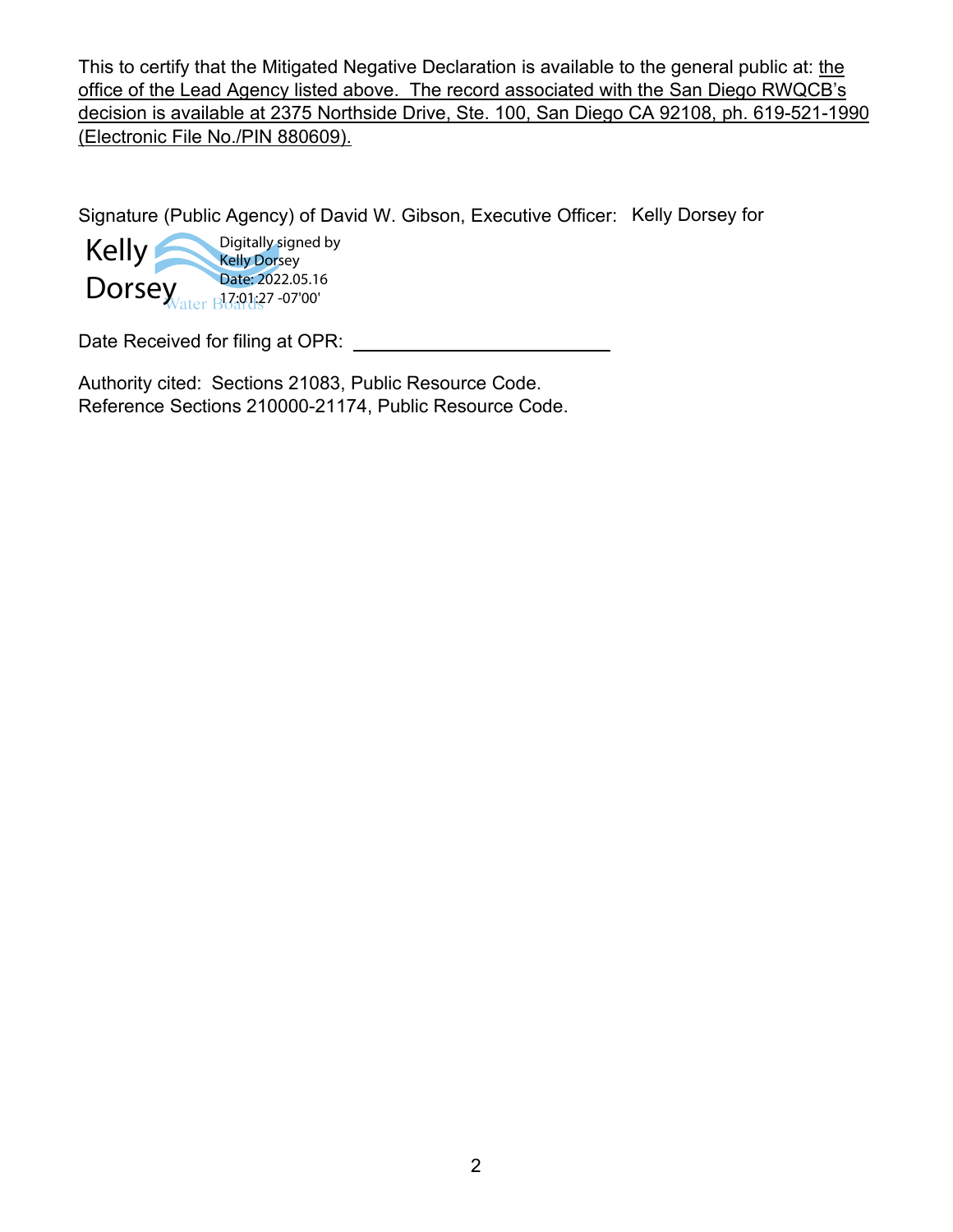This to certify that the Mitigated Negative Declaration is available to the general public at: the office of the Lead Agency listed above. The record associated with the San Diego RWQCB's decision is available at 2375 Northside Drive, Ste. 100, San Diego CA 92108, ph. 619-521-1990 (Electronic File No./PIN 880609).

Signature (Public Agency) of David W. Gibson, Executive Officer: Kelly Dorsey for

Kelly Dorsey

Digitally signed by Kelly Dorsey
Date: 2022.05.16 17:01:27 -07'00'

Date Received for filing at OPR: ____________________

Authority cited: Sections 21083, Public Resource Code.
Reference Sections 210000-21174, Public Resource Code.